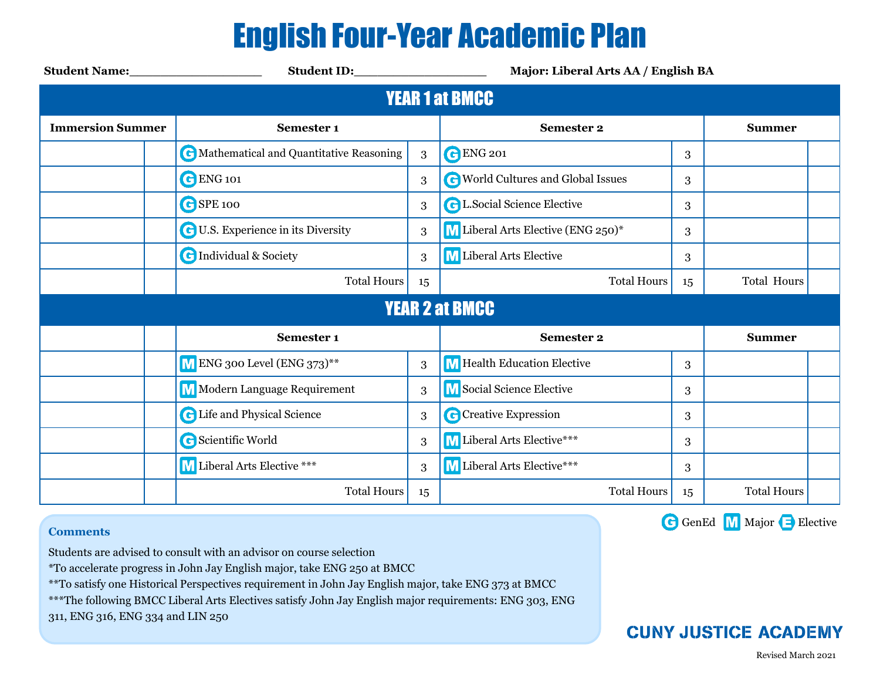# English Four-Year Academic Plan

**Student Name:**___________________ **Student ID:**___________________ **Major: Liberal Arts AA / English BA**

## YEAR 1 at BMCC

| Immersion Summer | | Semester 1 | | Semester 2 | | Summer | |
|---|---|---|---|---|---|---|---|
| | | G Mathematical and Quantitative Reasoning | 3 | G ENG 201 | 3 | | |
| | | G ENG 101 | 3 | G World Cultures and Global Issues | 3 | | |
| | | G SPE 100 | 3 | G L.Social Science Elective | 3 | | |
| | | G U.S. Experience in its Diversity | 3 | M Liberal Arts Elective (ENG 250)* | 3 | | |
| | | G Individual & Society | 3 | M Liberal Arts Elective | 3 | | |
| | | Total Hours | 15 | Total Hours | 15 | Total Hours | |

## YEAR 2 at BMCC

| | | Semester 1 | | Semester 2 | | Summer | |
|---|---|---|---|---|---|---|---|
| | | M ENG 300 Level (ENG 373)** | 3 | M Health Education Elective | 3 | | |
| | | M Modern Language Requirement | 3 | M Social Science Elective | 3 | | |
| | | G Life and Physical Science | 3 | G Creative Expression | 3 | | |
| | | G Scientific World | 3 | M Liberal Arts Elective*** | 3 | | |
| | | M Liberal Arts Elective *** | 3 | M Liberal Arts Elective*** | 3 | | |
| | | Total Hours | 15 | Total Hours | 15 | Total Hours | |

G GenEd M Major E Elective

**Comments**

Students are advised to consult with an advisor on course selection

*To accelerate progress in John Jay English major, take ENG 250 at BMCC

**To satisfy one Historical Perspectives requirement in John Jay English major, take ENG 373 at BMCC

***The following BMCC Liberal Arts Electives satisfy John Jay English major requirements: ENG 303, ENG 311, ENG 316, ENG 334 and LIN 250

CUNY JUSTICE ACADEMY

Revised March 2021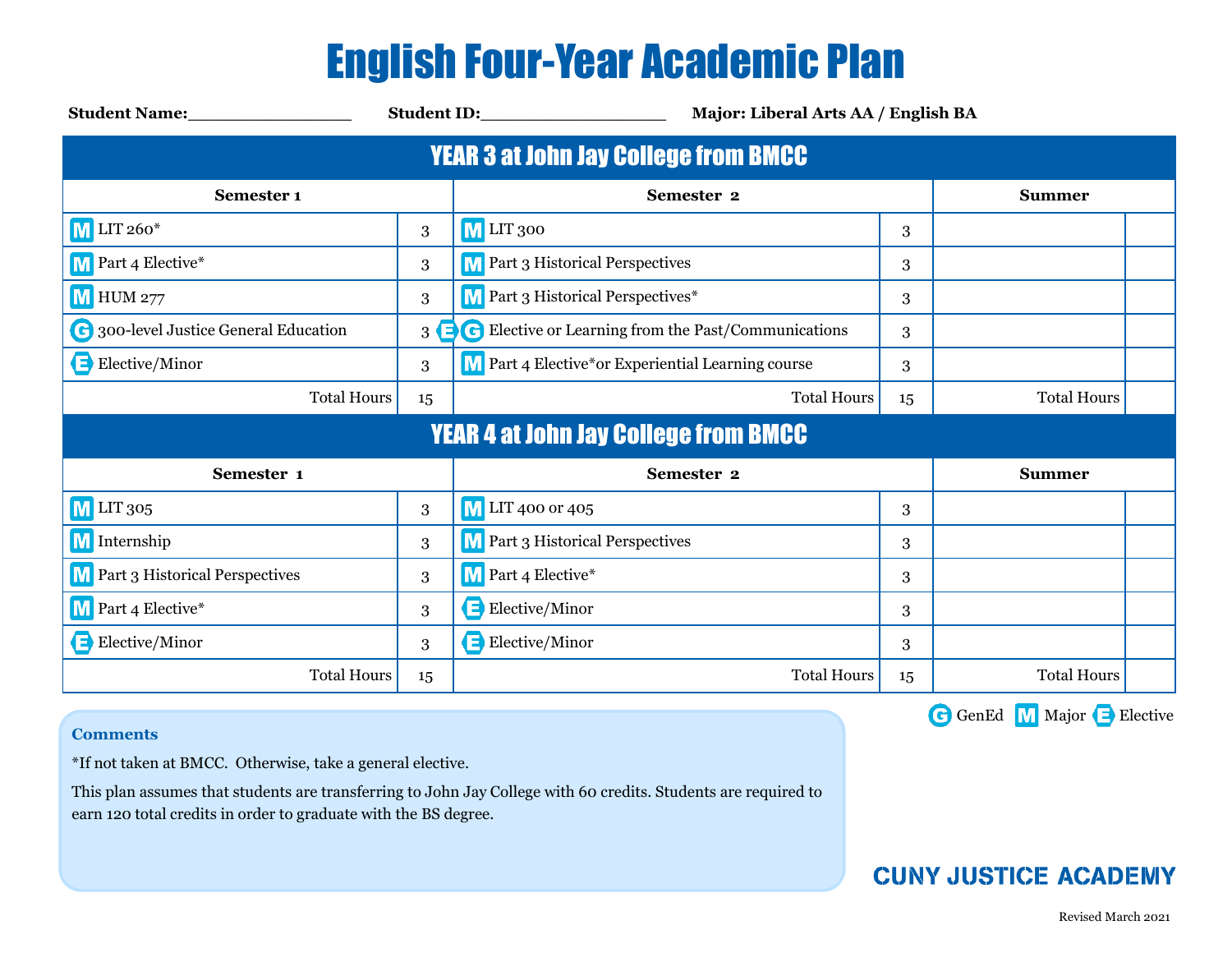# English Four-Year Academic Plan

**Student Name:**________________ **Student ID:**__________________ **Major: Liberal Arts AA / English BA**

## YEAR 3 at John Jay College from BMCC

| Semester 1 | | Semester 2 | | Summer | |
|---|---|---|---|---|---|
| M LIT 260* | 3 | M LIT 300 | 3 | | |
| M Part 4 Elective* | 3 | M Part 3 Historical Perspectives | 3 | | |
| M HUM 277 | 3 | M Part 3 Historical Perspectives* | 3 | | |
| G 300-level Justice General Education | 3 | E G Elective or Learning from the Past/Communications | 3 | | |
| E Elective/Minor | 3 | M Part 4 Elective*or Experiential Learning course | 3 | | |
| Total Hours | 15 | Total Hours | 15 | Total Hours | |

## YEAR 4 at John Jay College from BMCC

| Semester 1 | | Semester 2 | | Summer | |
|---|---|---|---|---|---|
| M LIT 305 | 3 | M LIT 400 or 405 | 3 | | |
| M Internship | 3 | M Part 3 Historical Perspectives | 3 | | |
| M Part 3 Historical Perspectives | 3 | M Part 4 Elective* | 3 | | |
| M Part 4 Elective* | 3 | E Elective/Minor | 3 | | |
| E Elective/Minor | 3 | E Elective/Minor | 3 | | |
| Total Hours | 15 | Total Hours | 15 | Total Hours | |

G GenEd M Major E Elective

**Comments**

*If not taken at BMCC. Otherwise, take a general elective.

This plan assumes that students are transferring to John Jay College with 60 credits. Students are required to earn 120 total credits in order to graduate with the BS degree.

**CUNY JUSTICE ACADEMY**

Revised March 2021